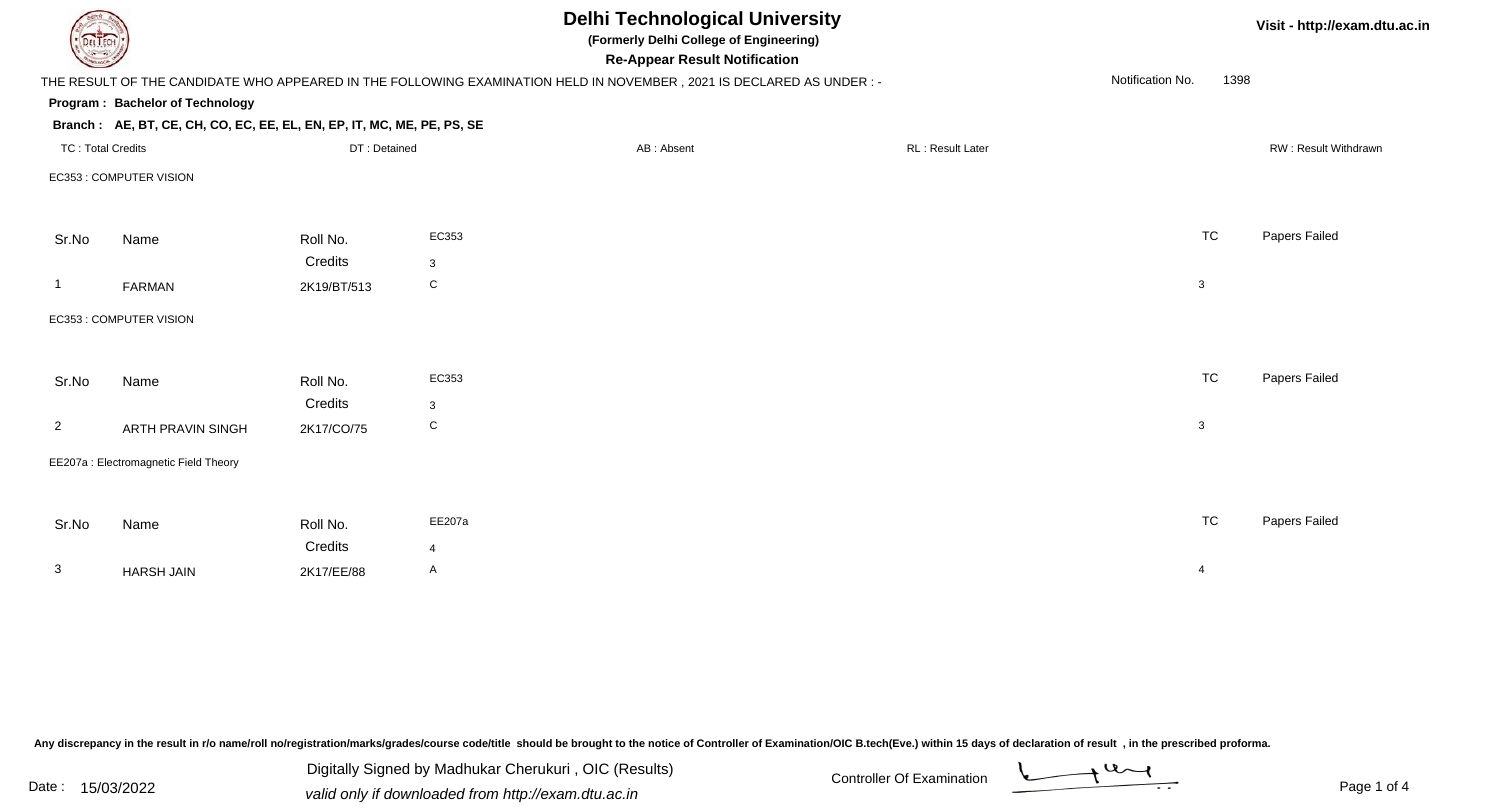# Delhi Technological University

**(Formerly Delhi College of Engineering)**

**Re-Appear Result Notification**

Visit - http://exam.dtu.ac.in

THE RESULT OF THE CANDIDATE WHO APPEARED IN THE FOLLOWING EXAMINATION HELD IN NOVEMBER , 2021 IS DECLARED AS UNDER : -

Notification No. 1398

**Program : Bachelor of Technology**

**Branch : AE, BT, CE, CH, CO, EC, EE, EL, EN, EP, IT, MC, ME, PE, PS, SE**

TC : Total Credits | DT : Detained | AB : Absent | RL : Result Later | RW : Result Withdrawn

EC353 : COMPUTER VISION

| Sr.No | Name | Roll No. | EC353 | TC | Papers Failed |
|---|---|---|---|---|---|
| | | Credits | 3 | | |
| 1 | FARMAN | 2K19/BT/513 | C | 3 | |

EC353 : COMPUTER VISION

| Sr.No | Name | Roll No. | EC353 | TC | Papers Failed |
|---|---|---|---|---|---|
| | | Credits | 3 | | |
| 2 | ARTH PRAVIN SINGH | 2K17/CO/75 | C | 3 | |

EE207a : Electromagnetic Field Theory

| Sr.No | Name | Roll No. | EE207a | TC | Papers Failed |
|---|---|---|---|---|---|
| | | Credits | 4 | | |
| 3 | HARSH JAIN | 2K17/EE/88 | A | 4 | |

Any discrepancy in the result in r/o name/roll no/registration/marks/grades/course code/title should be brought to the notice of Controller of Examination/OIC B.tech(Eve.) within 15 days of declaration of result , in the prescribed proforma.

Date : 15/03/2022

Digitally Signed by Madhukar Cherukuri , OIC (Results)

*valid only if downloaded from http://exam.dtu.ac.in*

Controller Of Examination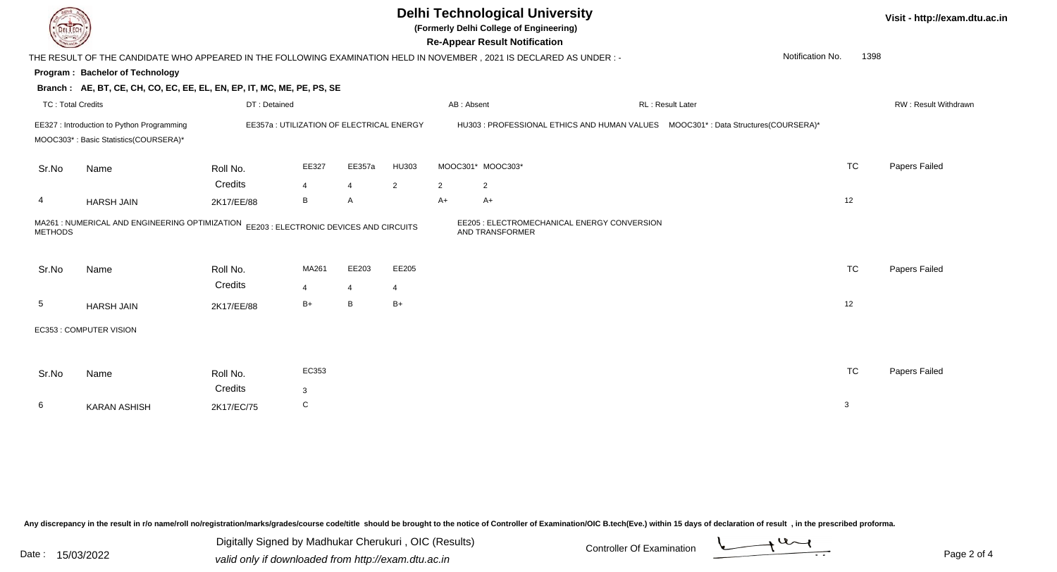# Delhi Technological University

**(Formerly Delhi College of Engineering)**

**Re-Appear Result Notification**

Visit - http://exam.dtu.ac.in

THE RESULT OF THE CANDIDATE WHO APPEARED IN THE FOLLOWING EXAMINATION HELD IN NOVEMBER , 2021 IS DECLARED AS UNDER : -

Notification No. 1398

**Program : Bachelor of Technology**

**Branch : AE, BT, CE, CH, CO, EC, EE, EL, EN, EP, IT, MC, ME, PE, PS, SE**

TC : Total Credits | DT : Detained | AB : Absent | RL : Result Later | RW : Result Withdrawn

EE327 : Introduction to Python Programming
EE357a : UTILIZATION OF ELECTRICAL ENERGY
HU303 : PROFESSIONAL ETHICS AND HUMAN VALUES
MOOC301* : Data Structures(COURSERA)*
MOOC303* : Basic Statistics(COURSERA)*

| Sr.No | Name | Roll No. | EE327 | EE357a | HU303 | MOOC301* | MOOC303* | TC | Papers Failed |
|---|---|---|---|---|---|---|---|---|---|
| | | Credits | 4 | 4 | 2 | 2 | 2 | | |
| 4 | HARSH JAIN | 2K17/EE/88 | B | A | | A+ | A+ | 12 | |

MA261 : NUMERICAL AND ENGINEERING OPTIMIZATION METHODS
EE203 : ELECTRONIC DEVICES AND CIRCUITS
EE205 : ELECTROMECHANICAL ENERGY CONVERSION AND TRANSFORMER

| Sr.No | Name | Roll No. | MA261 | EE203 | EE205 | TC | Papers Failed |
|---|---|---|---|---|---|---|---|
| | | Credits | 4 | 4 | 4 | | |
| 5 | HARSH JAIN | 2K17/EE/88 | B+ | B | B+ | 12 | |

EC353 : COMPUTER VISION

| Sr.No | Name | Roll No. | EC353 | TC | Papers Failed |
|---|---|---|---|---|---|
| | | Credits | 3 | | |
| 6 | KARAN ASHISH | 2K17/EC/75 | C | 3 | |

Any discrepancy in the result in r/o name/roll no/registration/marks/grades/course code/title should be brought to the notice of Controller of Examination/OIC B.tech(Eve.) within 15 days of declaration of result , in the prescribed proforma.

Date : 15/03/2022

Digitally Signed by Madhukar Cherukuri , OIC (Results)
valid only if downloaded from http://exam.dtu.ac.in

Controller Of Examination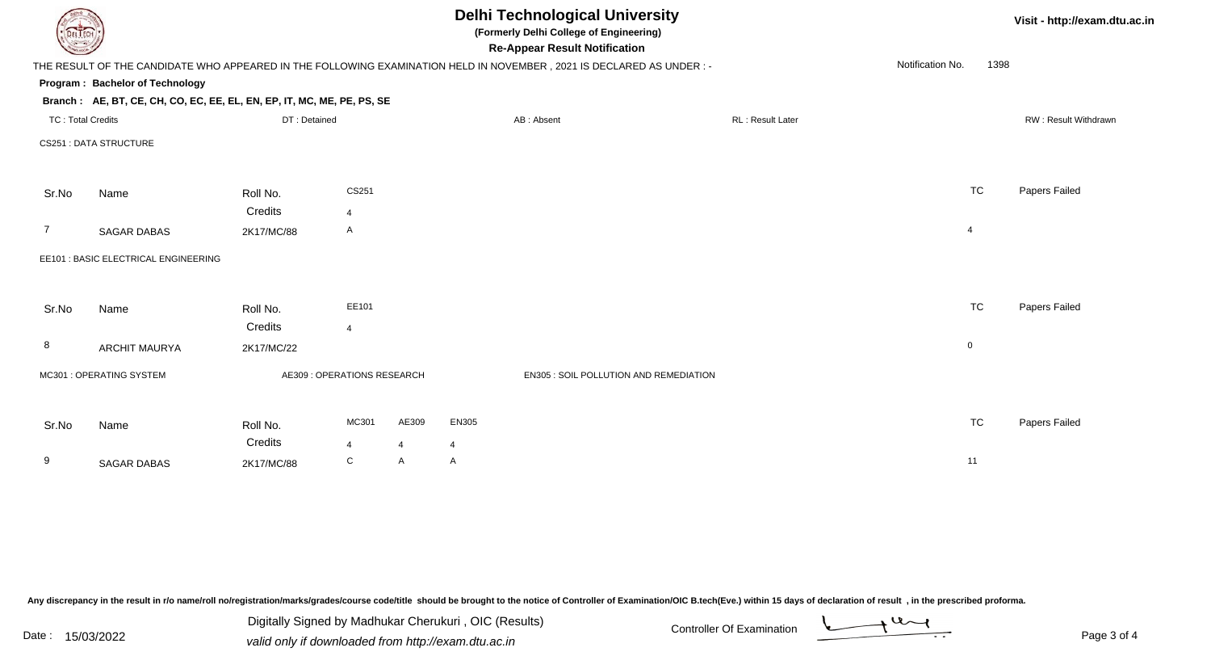# Delhi Technological University

**(Formerly Delhi College of Engineering)**

**Re-Appear Result Notification**

Visit - http://exam.dtu.ac.in

THE RESULT OF THE CANDIDATE WHO APPEARED IN THE FOLLOWING EXAMINATION HELD IN NOVEMBER , 2021 IS DECLARED AS UNDER : -

Notification No. 1398

**Program : Bachelor of Technology**

**Branch : AE, BT, CE, CH, CO, EC, EE, EL, EN, EP, IT, MC, ME, PE, PS, SE**

TC : Total Credits | DT : Detained | AB : Absent | RL : Result Later | RW : Result Withdrawn

CS251 : DATA STRUCTURE

| Sr.No | Name | Roll No. | CS251 | TC | Papers Failed |
|---|---|---|---|---|---|
| | | Credits | 4 | | |
| 7 | SAGAR DABAS | 2K17/MC/88 | A | 4 | |

EE101 : BASIC ELECTRICAL ENGINEERING

| Sr.No | Name | Roll No. | EE101 | TC | Papers Failed |
|---|---|---|---|---|---|
| | | Credits | 4 | | |
| 8 | ARCHIT MAURYA | 2K17/MC/22 | | 0 | |

MC301 : OPERATING SYSTEM | AE309 : OPERATIONS RESEARCH | EN305 : SOIL POLLUTION AND REMEDIATION

| Sr.No | Name | Roll No. | MC301 | AE309 | EN305 | TC | Papers Failed |
|---|---|---|---|---|---|---|---|
| | | Credits | 4 | 4 | 4 | | |
| 9 | SAGAR DABAS | 2K17/MC/88 | C | A | A | 11 | |

Any discrepancy in the result in r/o name/roll no/registration/marks/grades/course code/title should be brought to the notice of Controller of Examination/OIC B.tech(Eve.) within 15 days of declaration of result , in the prescribed proforma.

Date : 15/03/2022

Digitally Signed by Madhukar Cherukuri , OIC (Results)

*valid only if downloaded from http://exam.dtu.ac.in*

Controller Of Examination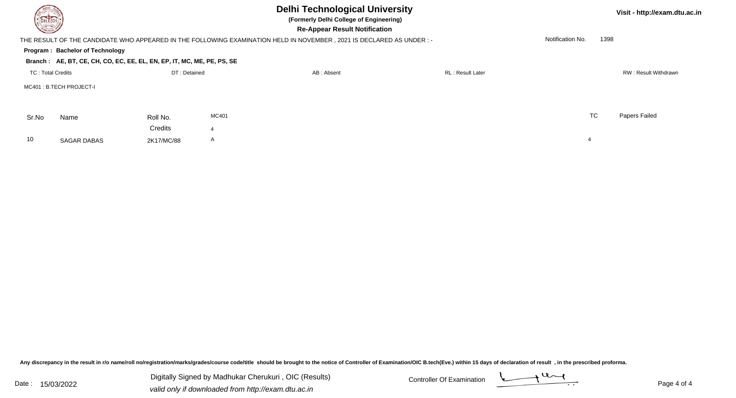# Delhi Technological University

**(Formerly Delhi College of Engineering)**

**Re-Appear Result Notification**

Visit - http://exam.dtu.ac.in

THE RESULT OF THE CANDIDATE WHO APPEARED IN THE FOLLOWING EXAMINATION HELD IN NOVEMBER , 2021 IS DECLARED AS UNDER : -

Notification No. 1398

**Program : Bachelor of Technology**

**Branch : AE, BT, CE, CH, CO, EC, EE, EL, EN, EP, IT, MC, ME, PE, PS, SE**

TC : Total Credits | DT : Detained | AB : Absent | RL : Result Later | RW : Result Withdrawn

MC401 : B.TECH PROJECT-I

| Sr.No | Name | Roll No. | MC401 | TC | Papers Failed |
|---|---|---|---|---|---|
| | | Credits | 4 | | |
| 10 | SAGAR DABAS | 2K17/MC/88 | A | 4 | |

**Any discrepancy in the result in r/o name/roll no/registration/marks/grades/course code/title should be brought to the notice of Controller of Examination/OIC B.tech(Eve.) within 15 days of declaration of result , in the prescribed proforma.**

Date : 15/03/2022

Digitally Signed by Madhukar Cherukuri , OIC (Results)

*valid only if downloaded from http://exam.dtu.ac.in*

Controller Of Examination